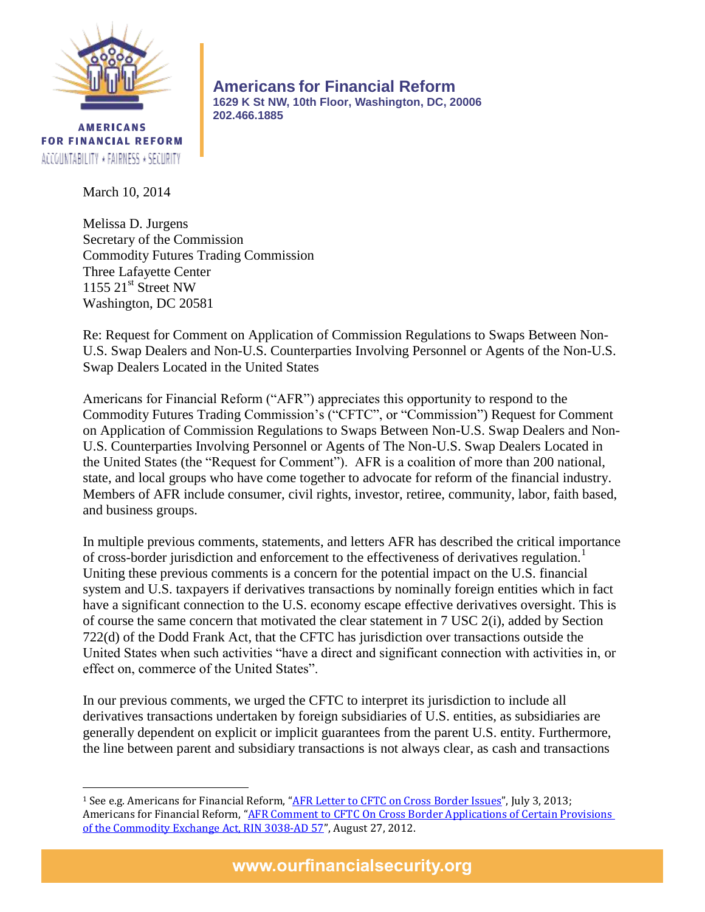**Americans for Financial Reform**
1629 K St NW, 10th Floor, Washington, DC, 20006
202.466.1885

AMERICANS FOR FINANCIAL REFORM
ACCOUNTABILITY • FAIRNESS • SECURITY

March 10, 2014

Melissa D. Jurgens
Secretary of the Commission
Commodity Futures Trading Commission
Three Lafayette Center
1155 21st Street NW
Washington, DC 20581

Re: Request for Comment on Application of Commission Regulations to Swaps Between Non-U.S. Swap Dealers and Non-U.S. Counterparties Involving Personnel or Agents of the Non-U.S. Swap Dealers Located in the United States

Americans for Financial Reform ("AFR") appreciates this opportunity to respond to the Commodity Futures Trading Commission's ("CFTC", or "Commission") Request for Comment on Application of Commission Regulations to Swaps Between Non-U.S. Swap Dealers and Non-U.S. Counterparties Involving Personnel or Agents of The Non-U.S. Swap Dealers Located in the United States (the "Request for Comment"). AFR is a coalition of more than 200 national, state, and local groups who have come together to advocate for reform of the financial industry. Members of AFR include consumer, civil rights, investor, retiree, community, labor, faith based, and business groups.

In multiple previous comments, statements, and letters AFR has described the critical importance of cross-border jurisdiction and enforcement to the effectiveness of derivatives regulation.[1] Uniting these previous comments is a concern for the potential impact on the U.S. financial system and U.S. taxpayers if derivatives transactions by nominally foreign entities which in fact have a significant connection to the U.S. economy escape effective derivatives oversight. This is of course the same concern that motivated the clear statement in 7 USC 2(i), added by Section 722(d) of the Dodd Frank Act, that the CFTC has jurisdiction over transactions outside the United States when such activities "have a direct and significant connection with activities in, or effect on, commerce of the United States".

In our previous comments, we urged the CFTC to interpret its jurisdiction to include all derivatives transactions undertaken by foreign subsidiaries of U.S. entities, as subsidiaries are generally dependent on explicit or implicit guarantees from the parent U.S. entity. Furthermore, the line between parent and subsidiary transactions is not always clear, as cash and transactions

[1] See e.g. Americans for Financial Reform, "AFR Letter to CFTC on Cross Border Issues", July 3, 2013; Americans for Financial Reform, "AFR Comment to CFTC On Cross Border Applications of Certain Provisions of the Commodity Exchange Act, RIN 3038-AD 57", August 27, 2012.

www.ourfinancialsecurity.org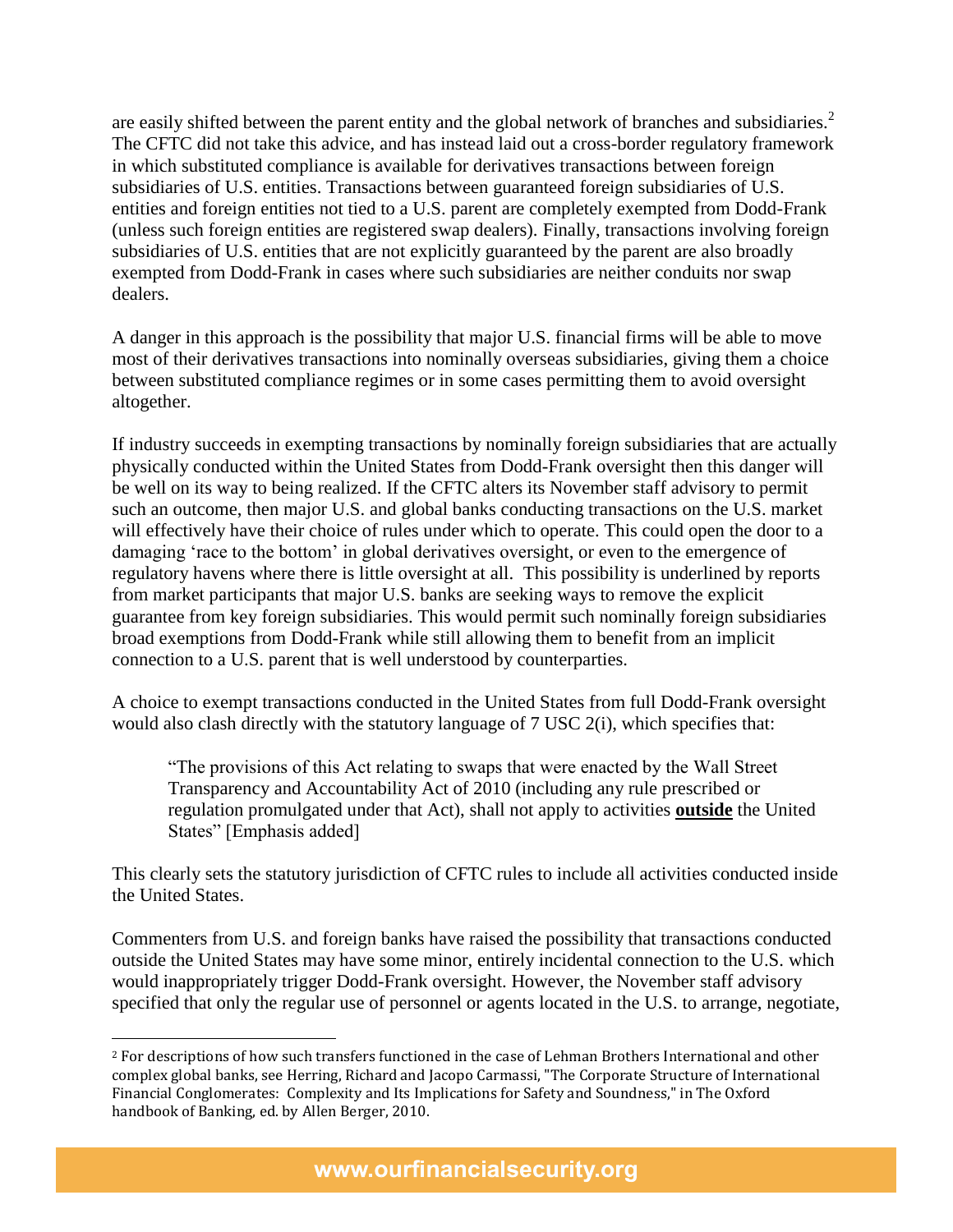are easily shifted between the parent entity and the global network of branches and subsidiaries.[2] The CFTC did not take this advice, and has instead laid out a cross-border regulatory framework in which substituted compliance is available for derivatives transactions between foreign subsidiaries of U.S. entities. Transactions between guaranteed foreign subsidiaries of U.S. entities and foreign entities not tied to a U.S. parent are completely exempted from Dodd-Frank (unless such foreign entities are registered swap dealers). Finally, transactions involving foreign subsidiaries of U.S. entities that are not explicitly guaranteed by the parent are also broadly exempted from Dodd-Frank in cases where such subsidiaries are neither conduits nor swap dealers.

A danger in this approach is the possibility that major U.S. financial firms will be able to move most of their derivatives transactions into nominally overseas subsidiaries, giving them a choice between substituted compliance regimes or in some cases permitting them to avoid oversight altogether.

If industry succeeds in exempting transactions by nominally foreign subsidiaries that are actually physically conducted within the United States from Dodd-Frank oversight then this danger will be well on its way to being realized. If the CFTC alters its November staff advisory to permit such an outcome, then major U.S. and global banks conducting transactions on the U.S. market will effectively have their choice of rules under which to operate. This could open the door to a damaging 'race to the bottom' in global derivatives oversight, or even to the emergence of regulatory havens where there is little oversight at all. This possibility is underlined by reports from market participants that major U.S. banks are seeking ways to remove the explicit guarantee from key foreign subsidiaries. This would permit such nominally foreign subsidiaries broad exemptions from Dodd-Frank while still allowing them to benefit from an implicit connection to a U.S. parent that is well understood by counterparties.

A choice to exempt transactions conducted in the United States from full Dodd-Frank oversight would also clash directly with the statutory language of 7 USC 2(i), which specifies that:

> "The provisions of this Act relating to swaps that were enacted by the Wall Street Transparency and Accountability Act of 2010 (including any rule prescribed or regulation promulgated under that Act), shall not apply to activities **outside** the United States" [Emphasis added]

This clearly sets the statutory jurisdiction of CFTC rules to include all activities conducted inside the United States.

Commenters from U.S. and foreign banks have raised the possibility that transactions conducted outside the United States may have some minor, entirely incidental connection to the U.S. which would inappropriately trigger Dodd-Frank oversight. However, the November staff advisory specified that only the regular use of personnel or agents located in the U.S. to arrange, negotiate,

---

[2] For descriptions of how such transfers functioned in the case of Lehman Brothers International and other complex global banks, see Herring, Richard and Jacopo Carmassi, "The Corporate Structure of International Financial Conglomerates: Complexity and Its Implications for Safety and Soundness," in The Oxford handbook of Banking, ed. by Allen Berger, 2010.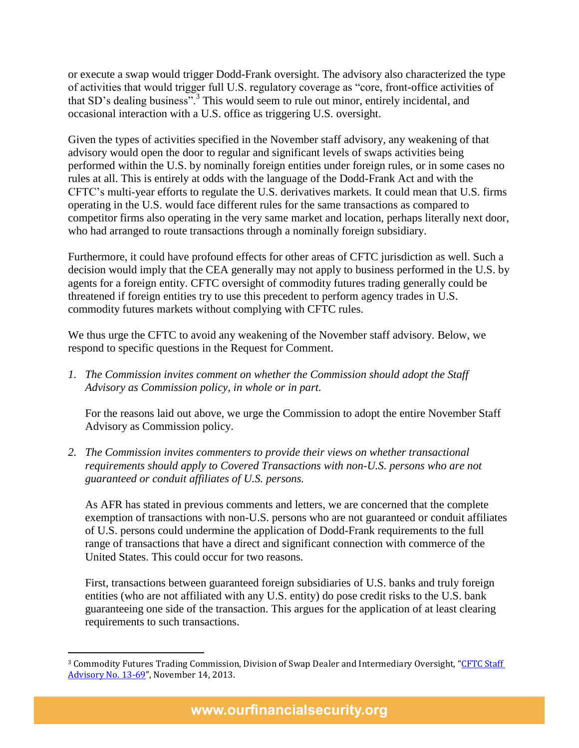or execute a swap would trigger Dodd-Frank oversight. The advisory also characterized the type of activities that would trigger full U.S. regulatory coverage as "core, front-office activities of that SD's dealing business".[3] This would seem to rule out minor, entirely incidental, and occasional interaction with a U.S. office as triggering U.S. oversight.

Given the types of activities specified in the November staff advisory, any weakening of that advisory would open the door to regular and significant levels of swaps activities being performed within the U.S. by nominally foreign entities under foreign rules, or in some cases no rules at all. This is entirely at odds with the language of the Dodd-Frank Act and with the CFTC's multi-year efforts to regulate the U.S. derivatives markets. It could mean that U.S. firms operating in the U.S. would face different rules for the same transactions as compared to competitor firms also operating in the very same market and location, perhaps literally next door, who had arranged to route transactions through a nominally foreign subsidiary.

Furthermore, it could have profound effects for other areas of CFTC jurisdiction as well. Such a decision would imply that the CEA generally may not apply to business performed in the U.S. by agents for a foreign entity. CFTC oversight of commodity futures trading generally could be threatened if foreign entities try to use this precedent to perform agency trades in U.S. commodity futures markets without complying with CFTC rules.

We thus urge the CFTC to avoid any weakening of the November staff advisory. Below, we respond to specific questions in the Request for Comment.

1. *The Commission invites comment on whether the Commission should adopt the Staff Advisory as Commission policy, in whole or in part.*

   For the reasons laid out above, we urge the Commission to adopt the entire November Staff Advisory as Commission policy.

2. *The Commission invites commenters to provide their views on whether transactional requirements should apply to Covered Transactions with non-U.S. persons who are not guaranteed or conduit affiliates of U.S. persons.*

   As AFR has stated in previous comments and letters, we are concerned that the complete exemption of transactions with non-U.S. persons who are not guaranteed or conduit affiliates of U.S. persons could undermine the application of Dodd-Frank requirements to the full range of transactions that have a direct and significant connection with commerce of the United States. This could occur for two reasons.

   First, transactions between guaranteed foreign subsidiaries of U.S. banks and truly foreign entities (who are not affiliated with any U.S. entity) do pose credit risks to the U.S. bank guaranteeing one side of the transaction. This argues for the application of at least clearing requirements to such transactions.

---

[3] Commodity Futures Trading Commission, Division of Swap Dealer and Intermediary Oversight, "CFTC Staff Advisory No. 13-69", November 14, 2013.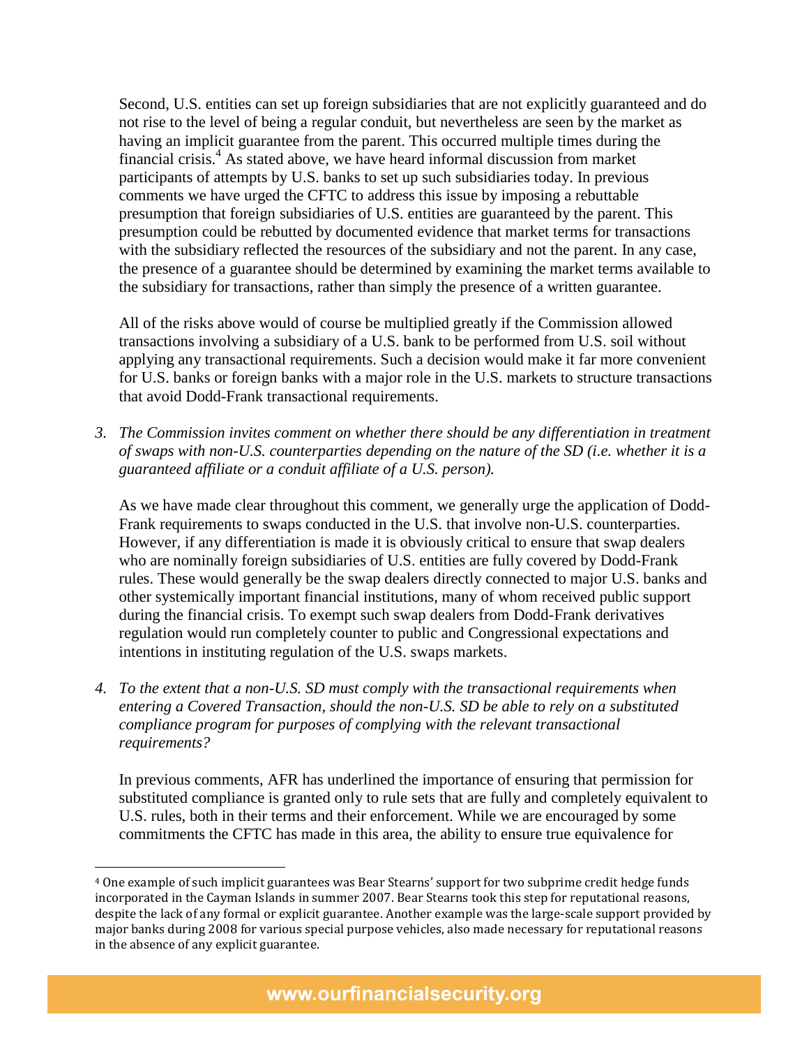Second, U.S. entities can set up foreign subsidiaries that are not explicitly guaranteed and do not rise to the level of being a regular conduit, but nevertheless are seen by the market as having an implicit guarantee from the parent. This occurred multiple times during the financial crisis.[4] As stated above, we have heard informal discussion from market participants of attempts by U.S. banks to set up such subsidiaries today. In previous comments we have urged the CFTC to address this issue by imposing a rebuttable presumption that foreign subsidiaries of U.S. entities are guaranteed by the parent. This presumption could be rebutted by documented evidence that market terms for transactions with the subsidiary reflected the resources of the subsidiary and not the parent. In any case, the presence of a guarantee should be determined by examining the market terms available to the subsidiary for transactions, rather than simply the presence of a written guarantee.

All of the risks above would of course be multiplied greatly if the Commission allowed transactions involving a subsidiary of a U.S. bank to be performed from U.S. soil without applying any transactional requirements. Such a decision would make it far more convenient for U.S. banks or foreign banks with a major role in the U.S. markets to structure transactions that avoid Dodd-Frank transactional requirements.

3. *The Commission invites comment on whether there should be any differentiation in treatment of swaps with non-U.S. counterparties depending on the nature of the SD (i.e. whether it is a guaranteed affiliate or a conduit affiliate of a U.S. person).*

As we have made clear throughout this comment, we generally urge the application of Dodd-Frank requirements to swaps conducted in the U.S. that involve non-U.S. counterparties. However, if any differentiation is made it is obviously critical to ensure that swap dealers who are nominally foreign subsidiaries of U.S. entities are fully covered by Dodd-Frank rules. These would generally be the swap dealers directly connected to major U.S. banks and other systemically important financial institutions, many of whom received public support during the financial crisis. To exempt such swap dealers from Dodd-Frank derivatives regulation would run completely counter to public and Congressional expectations and intentions in instituting regulation of the U.S. swaps markets.

4. *To the extent that a non-U.S. SD must comply with the transactional requirements when entering a Covered Transaction, should the non-U.S. SD be able to rely on a substituted compliance program for purposes of complying with the relevant transactional requirements?*

In previous comments, AFR has underlined the importance of ensuring that permission for substituted compliance is granted only to rule sets that are fully and completely equivalent to U.S. rules, both in their terms and their enforcement. While we are encouraged by some commitments the CFTC has made in this area, the ability to ensure true equivalence for

[4] One example of such implicit guarantees was Bear Stearns' support for two subprime credit hedge funds incorporated in the Cayman Islands in summer 2007. Bear Stearns took this step for reputational reasons, despite the lack of any formal or explicit guarantee. Another example was the large-scale support provided by major banks during 2008 for various special purpose vehicles, also made necessary for reputational reasons in the absence of any explicit guarantee.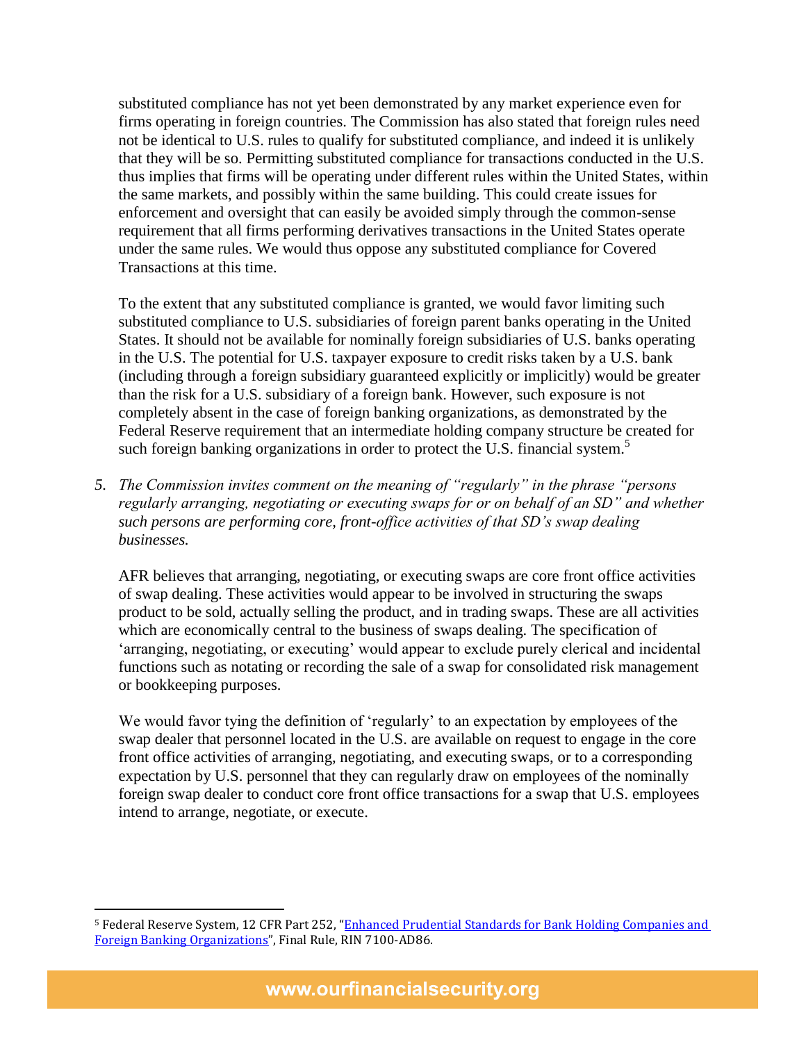substituted compliance has not yet been demonstrated by any market experience even for firms operating in foreign countries. The Commission has also stated that foreign rules need not be identical to U.S. rules to qualify for substituted compliance, and indeed it is unlikely that they will be so. Permitting substituted compliance for transactions conducted in the U.S. thus implies that firms will be operating under different rules within the United States, within the same markets, and possibly within the same building. This could create issues for enforcement and oversight that can easily be avoided simply through the common-sense requirement that all firms performing derivatives transactions in the United States operate under the same rules. We would thus oppose any substituted compliance for Covered Transactions at this time.

To the extent that any substituted compliance is granted, we would favor limiting such substituted compliance to U.S. subsidiaries of foreign parent banks operating in the United States. It should not be available for nominally foreign subsidiaries of U.S. banks operating in the U.S. The potential for U.S. taxpayer exposure to credit risks taken by a U.S. bank (including through a foreign subsidiary guaranteed explicitly or implicitly) would be greater than the risk for a U.S. subsidiary of a foreign bank. However, such exposure is not completely absent in the case of foreign banking organizations, as demonstrated by the Federal Reserve requirement that an intermediate holding company structure be created for such foreign banking organizations in order to protect the U.S. financial system.[5]

5. *The Commission invites comment on the meaning of "regularly" in the phrase "persons regularly arranging, negotiating or executing swaps for or on behalf of an SD" and whether such persons are performing core, front-office activities of that SD's swap dealing businesses.*

AFR believes that arranging, negotiating, or executing swaps are core front office activities of swap dealing. These activities would appear to be involved in structuring the swaps product to be sold, actually selling the product, and in trading swaps. These are all activities which are economically central to the business of swaps dealing. The specification of 'arranging, negotiating, or executing' would appear to exclude purely clerical and incidental functions such as notating or recording the sale of a swap for consolidated risk management or bookkeeping purposes.

We would favor tying the definition of 'regularly' to an expectation by employees of the swap dealer that personnel located in the U.S. are available on request to engage in the core front office activities of arranging, negotiating, and executing swaps, or to a corresponding expectation by U.S. personnel that they can regularly draw on employees of the nominally foreign swap dealer to conduct core front office transactions for a swap that U.S. employees intend to arrange, negotiate, or execute.

---

[5] Federal Reserve System, 12 CFR Part 252, "Enhanced Prudential Standards for Bank Holding Companies and Foreign Banking Organizations", Final Rule, RIN 7100-AD86.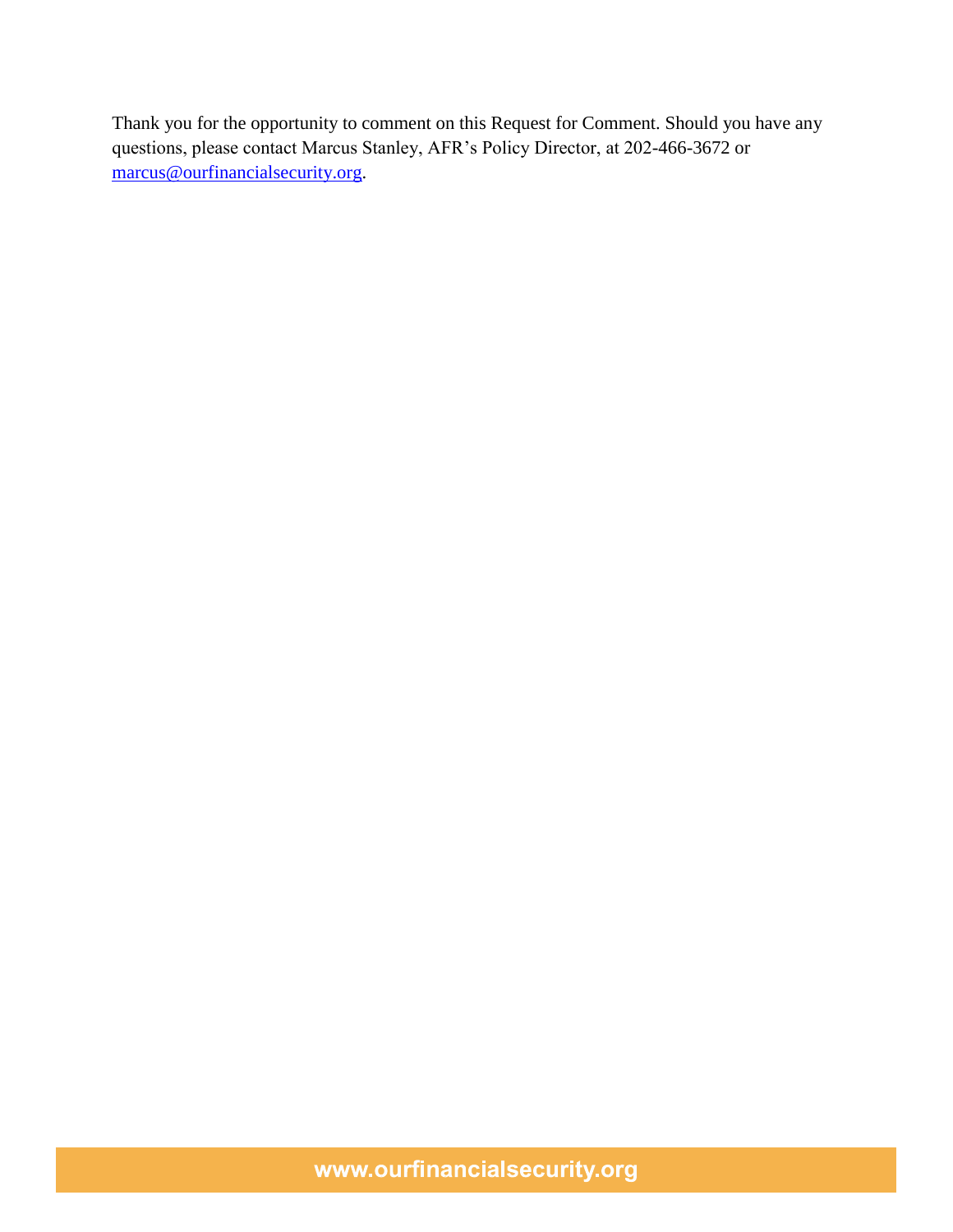Thank you for the opportunity to comment on this Request for Comment. Should you have any questions, please contact Marcus Stanley, AFR's Policy Director, at 202-466-3672 or [marcus@ourfinancialsecurity.org](mailto:marcus@ourfinancialsecurity.org).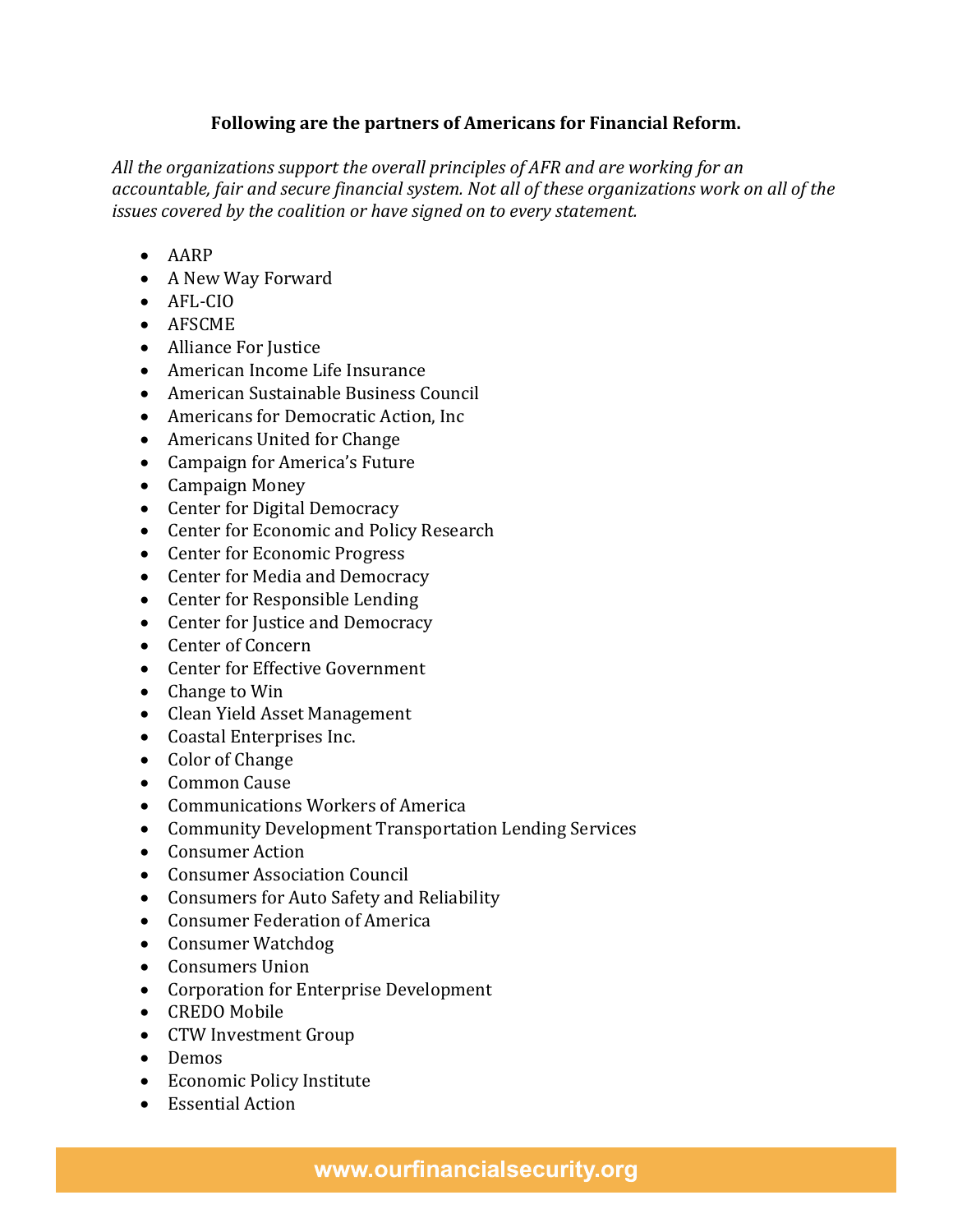**Following are the partners of Americans for Financial Reform.**

*All the organizations support the overall principles of AFR and are working for an accountable, fair and secure financial system. Not all of these organizations work on all of the issues covered by the coalition or have signed on to every statement.*

- AARP
- A New Way Forward
- AFL-CIO
- AFSCME
- Alliance For Justice
- American Income Life Insurance
- American Sustainable Business Council
- Americans for Democratic Action, Inc
- Americans United for Change
- Campaign for America's Future
- Campaign Money
- Center for Digital Democracy
- Center for Economic and Policy Research
- Center for Economic Progress
- Center for Media and Democracy
- Center for Responsible Lending
- Center for Justice and Democracy
- Center of Concern
- Center for Effective Government
- Change to Win
- Clean Yield Asset Management
- Coastal Enterprises Inc.
- Color of Change
- Common Cause
- Communications Workers of America
- Community Development Transportation Lending Services
- Consumer Action
- Consumer Association Council
- Consumers for Auto Safety and Reliability
- Consumer Federation of America
- Consumer Watchdog
- Consumers Union
- Corporation for Enterprise Development
- CREDO Mobile
- CTW Investment Group
- Demos
- Economic Policy Institute
- Essential Action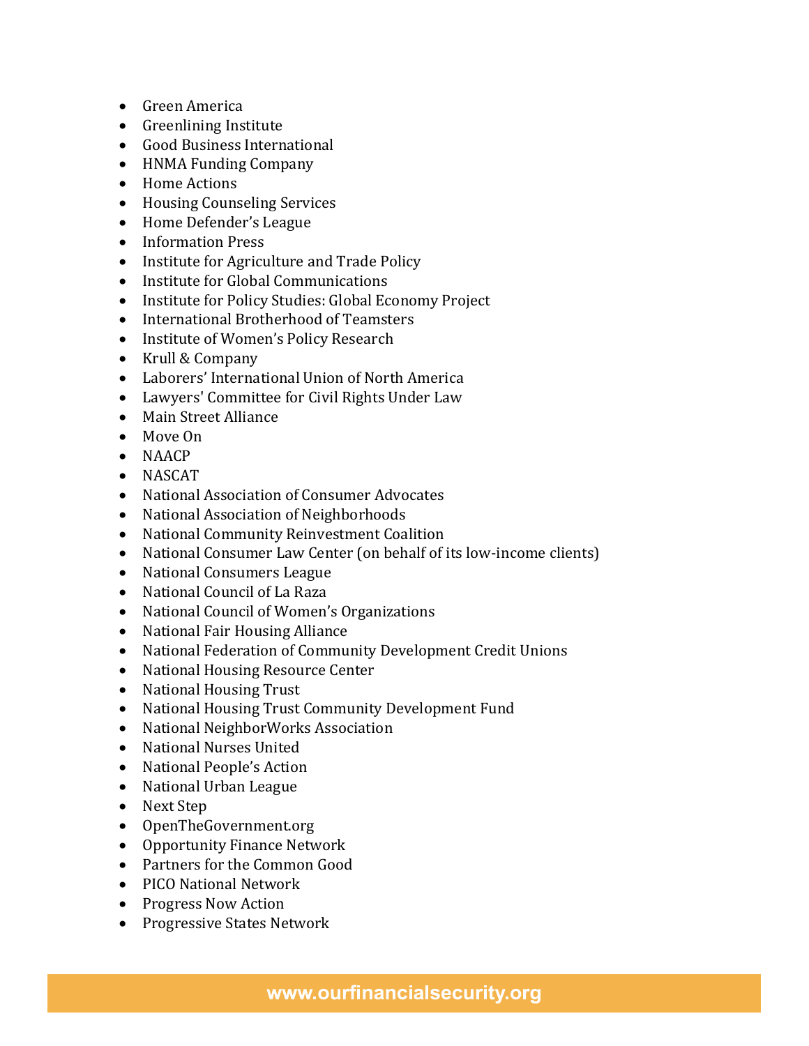- Green America
- Greenlining Institute
- Good Business International
- HNMA Funding Company
- Home Actions
- Housing Counseling Services
- Home Defender's League
- Information Press
- Institute for Agriculture and Trade Policy
- Institute for Global Communications
- Institute for Policy Studies: Global Economy Project
- International Brotherhood of Teamsters
- Institute of Women's Policy Research
- Krull & Company
- Laborers' International Union of North America
- Lawyers' Committee for Civil Rights Under Law
- Main Street Alliance
- Move On
- NAACP
- NASCAT
- National Association of Consumer Advocates
- National Association of Neighborhoods
- National Community Reinvestment Coalition
- National Consumer Law Center (on behalf of its low-income clients)
- National Consumers League
- National Council of La Raza
- National Council of Women's Organizations
- National Fair Housing Alliance
- National Federation of Community Development Credit Unions
- National Housing Resource Center
- National Housing Trust
- National Housing Trust Community Development Fund
- National NeighborWorks Association
- National Nurses United
- National People's Action
- National Urban League
- Next Step
- OpenTheGovernment.org
- Opportunity Finance Network
- Partners for the Common Good
- PICO National Network
- Progress Now Action
- Progressive States Network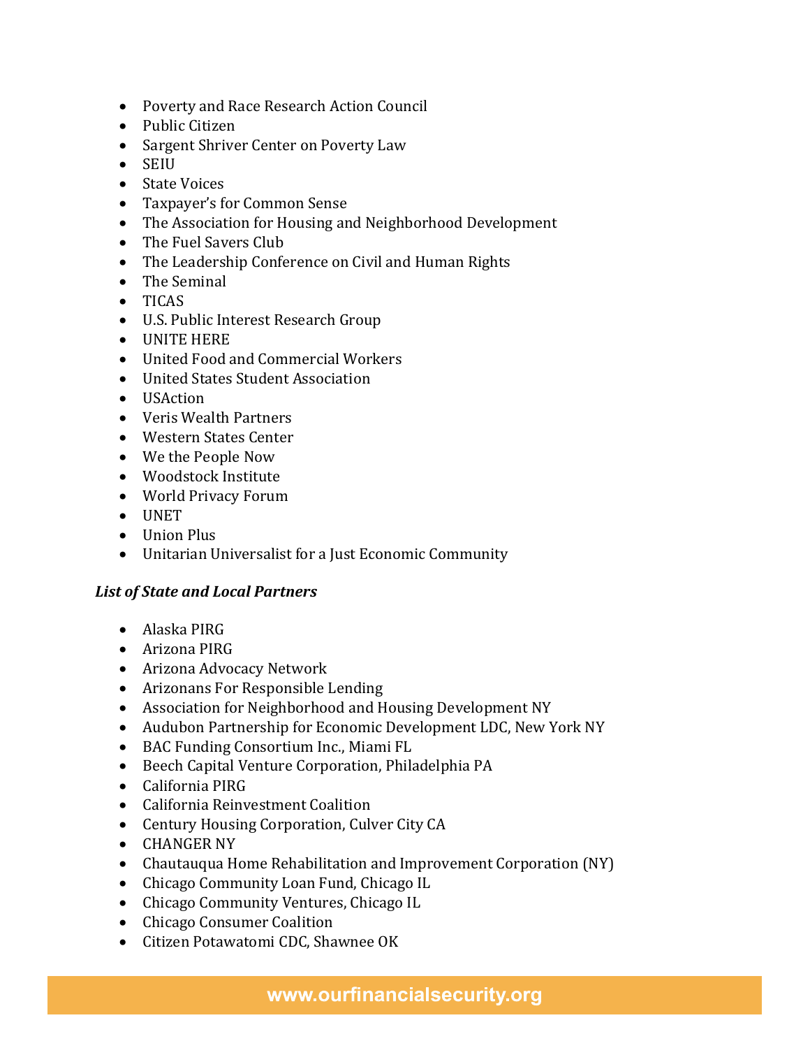- Poverty and Race Research Action Council
- Public Citizen
- Sargent Shriver Center on Poverty Law
- SEIU
- State Voices
- Taxpayer's for Common Sense
- The Association for Housing and Neighborhood Development
- The Fuel Savers Club
- The Leadership Conference on Civil and Human Rights
- The Seminal
- TICAS
- U.S. Public Interest Research Group
- UNITE HERE
- United Food and Commercial Workers
- United States Student Association
- USAction
- Veris Wealth Partners
- Western States Center
- We the People Now
- Woodstock Institute
- World Privacy Forum
- UNET
- Union Plus
- Unitarian Universalist for a Just Economic Community

***List of State and Local Partners***

- Alaska PIRG
- Arizona PIRG
- Arizona Advocacy Network
- Arizonans For Responsible Lending
- Association for Neighborhood and Housing Development NY
- Audubon Partnership for Economic Development LDC, New York NY
- BAC Funding Consortium Inc., Miami FL
- Beech Capital Venture Corporation, Philadelphia PA
- California PIRG
- California Reinvestment Coalition
- Century Housing Corporation, Culver City CA
- CHANGER NY
- Chautauqua Home Rehabilitation and Improvement Corporation (NY)
- Chicago Community Loan Fund, Chicago IL
- Chicago Community Ventures, Chicago IL
- Chicago Consumer Coalition
- Citizen Potawatomi CDC, Shawnee OK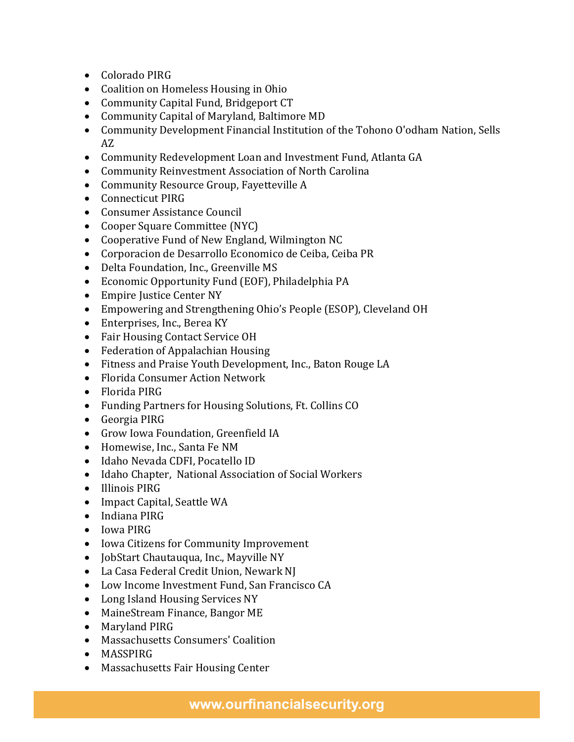- Colorado PIRG
- Coalition on Homeless Housing in Ohio
- Community Capital Fund, Bridgeport CT
- Community Capital of Maryland, Baltimore MD
- Community Development Financial Institution of the Tohono O'odham Nation, Sells AZ
- Community Redevelopment Loan and Investment Fund, Atlanta GA
- Community Reinvestment Association of North Carolina
- Community Resource Group, Fayetteville A
- Connecticut PIRG
- Consumer Assistance Council
- Cooper Square Committee (NYC)
- Cooperative Fund of New England, Wilmington NC
- Corporacion de Desarrollo Economico de Ceiba, Ceiba PR
- Delta Foundation, Inc., Greenville MS
- Economic Opportunity Fund (EOF), Philadelphia PA
- Empire Justice Center NY
- Empowering and Strengthening Ohio's People (ESOP), Cleveland OH
- Enterprises, Inc., Berea KY
- Fair Housing Contact Service OH
- Federation of Appalachian Housing
- Fitness and Praise Youth Development, Inc., Baton Rouge LA
- Florida Consumer Action Network
- Florida PIRG
- Funding Partners for Housing Solutions, Ft. Collins CO
- Georgia PIRG
- Grow Iowa Foundation, Greenfield IA
- Homewise, Inc., Santa Fe NM
- Idaho Nevada CDFI, Pocatello ID
- Idaho Chapter, National Association of Social Workers
- Illinois PIRG
- Impact Capital, Seattle WA
- Indiana PIRG
- Iowa PIRG
- Iowa Citizens for Community Improvement
- JobStart Chautauqua, Inc., Mayville NY
- La Casa Federal Credit Union, Newark NJ
- Low Income Investment Fund, San Francisco CA
- Long Island Housing Services NY
- MaineStream Finance, Bangor ME
- Maryland PIRG
- Massachusetts Consumers' Coalition
- MASSPIRG
- Massachusetts Fair Housing Center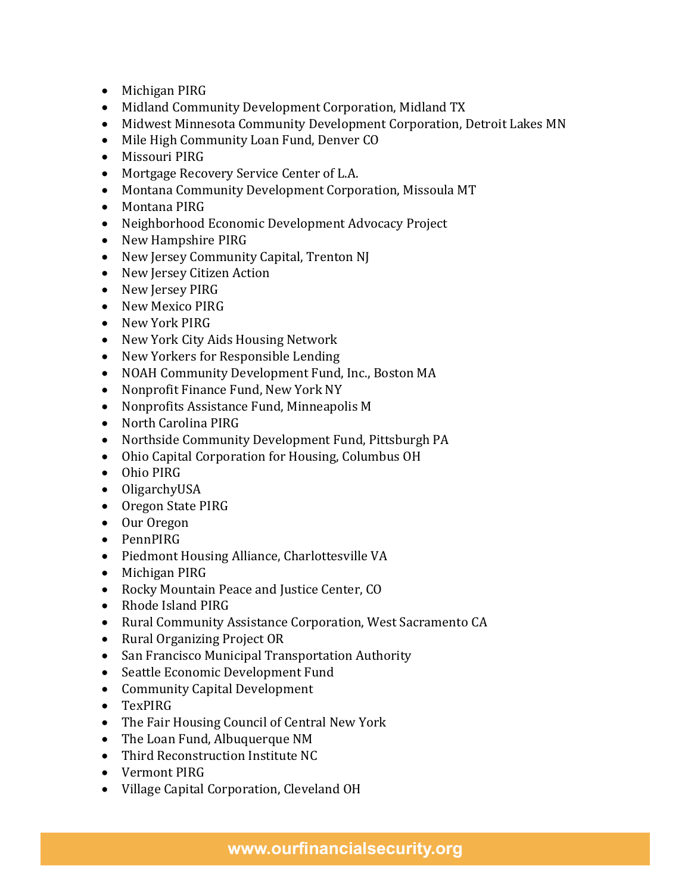- Michigan PIRG
- Midland Community Development Corporation, Midland TX
- Midwest Minnesota Community Development Corporation, Detroit Lakes MN
- Mile High Community Loan Fund, Denver CO
- Missouri PIRG
- Mortgage Recovery Service Center of L.A.
- Montana Community Development Corporation, Missoula MT
- Montana PIRG
- Neighborhood Economic Development Advocacy Project
- New Hampshire PIRG
- New Jersey Community Capital, Trenton NJ
- New Jersey Citizen Action
- New Jersey PIRG
- New Mexico PIRG
- New York PIRG
- New York City Aids Housing Network
- New Yorkers for Responsible Lending
- NOAH Community Development Fund, Inc., Boston MA
- Nonprofit Finance Fund, New York NY
- Nonprofits Assistance Fund, Minneapolis M
- North Carolina PIRG
- Northside Community Development Fund, Pittsburgh PA
- Ohio Capital Corporation for Housing, Columbus OH
- Ohio PIRG
- OligarchyUSA
- Oregon State PIRG
- Our Oregon
- PennPIRG
- Piedmont Housing Alliance, Charlottesville VA
- Michigan PIRG
- Rocky Mountain Peace and Justice Center, CO
- Rhode Island PIRG
- Rural Community Assistance Corporation, West Sacramento CA
- Rural Organizing Project OR
- San Francisco Municipal Transportation Authority
- Seattle Economic Development Fund
- Community Capital Development
- TexPIRG
- The Fair Housing Council of Central New York
- The Loan Fund, Albuquerque NM
- Third Reconstruction Institute NC
- Vermont PIRG
- Village Capital Corporation, Cleveland OH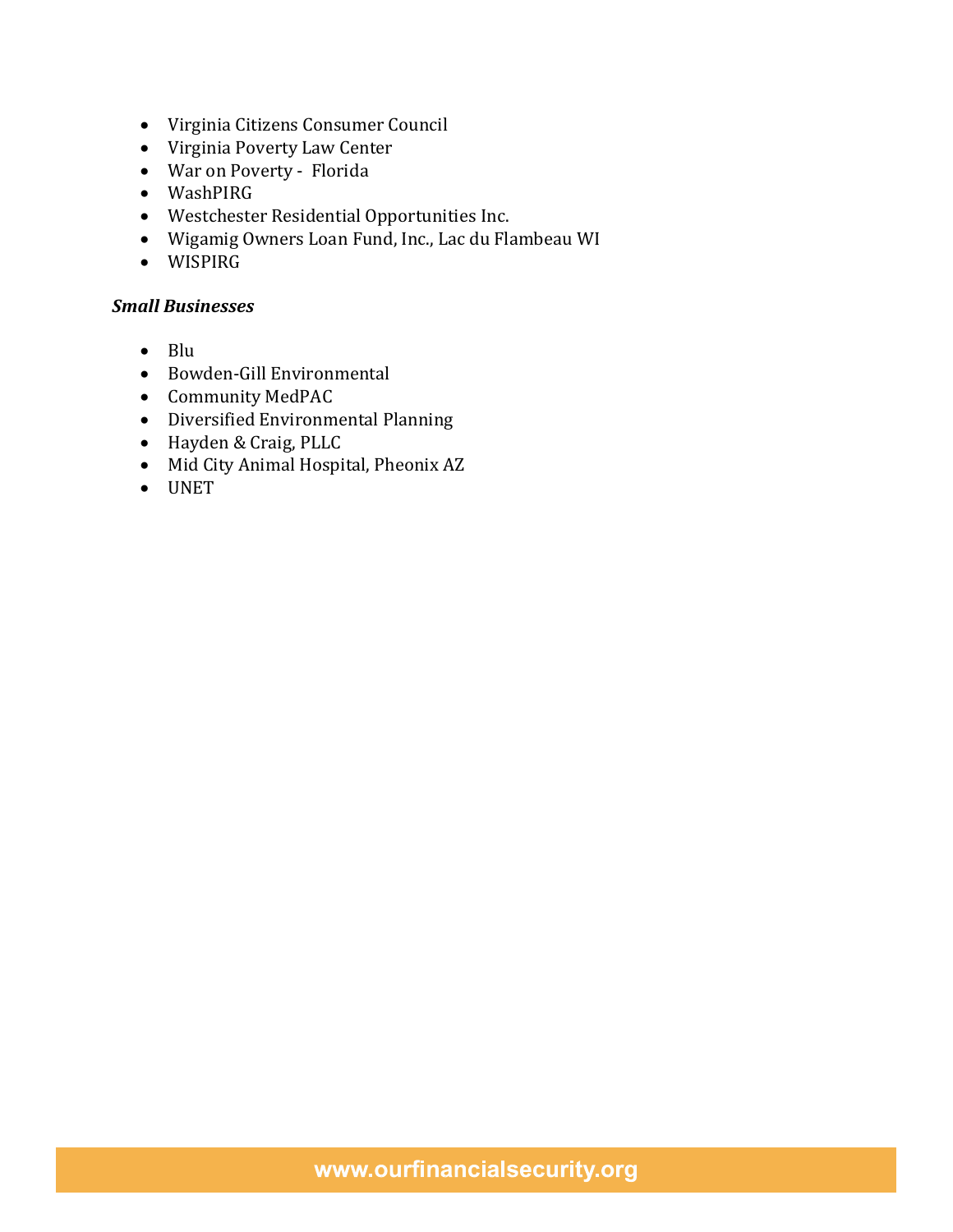- Virginia Citizens Consumer Council
- Virginia Poverty Law Center
- War on Poverty - Florida
- WashPIRG
- Westchester Residential Opportunities Inc.
- Wigamig Owners Loan Fund, Inc., Lac du Flambeau WI
- WISPIRG

***Small Businesses***

- Blu
- Bowden-Gill Environmental
- Community MedPAC
- Diversified Environmental Planning
- Hayden & Craig, PLLC
- Mid City Animal Hospital, Pheonix AZ
- UNET